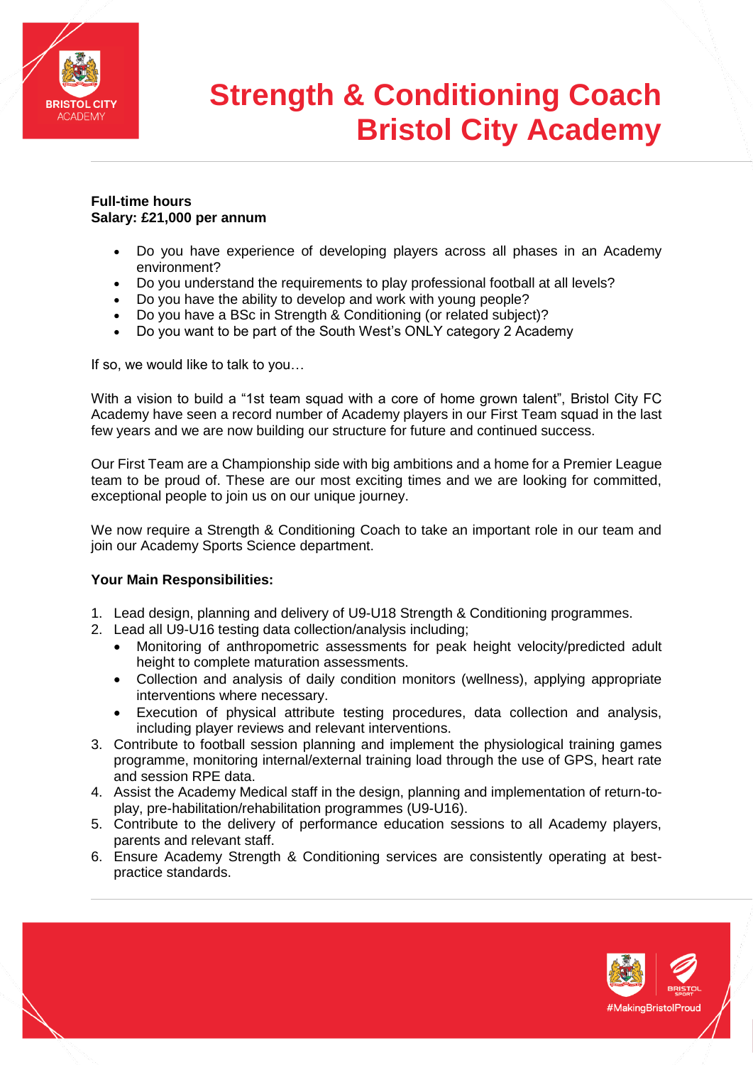# Strength & Conditioning Coach
# Bristol City Academy

**Full-time hours**
**Salary: £21,000 per annum**

- Do you have experience of developing players across all phases in an Academy environment?
- Do you understand the requirements to play professional football at all levels?
- Do you have the ability to develop and work with young people?
- Do you have a BSc in Strength & Conditioning (or related subject)?
- Do you want to be part of the South West's ONLY category 2 Academy

If so, we would like to talk to you…

With a vision to build a "1st team squad with a core of home grown talent", Bristol City FC Academy have seen a record number of Academy players in our First Team squad in the last few years and we are now building our structure for future and continued success.

Our First Team are a Championship side with big ambitions and a home for a Premier League team to be proud of. These are our most exciting times and we are looking for committed, exceptional people to join us on our unique journey.

We now require a Strength & Conditioning Coach to take an important role in our team and join our Academy Sports Science department.

**Your Main Responsibilities:**

1. Lead design, planning and delivery of U9-U18 Strength & Conditioning programmes.
2. Lead all U9-U16 testing data collection/analysis including;
   - Monitoring of anthropometric assessments for peak height velocity/predicted adult height to complete maturation assessments.
   - Collection and analysis of daily condition monitors (wellness), applying appropriate interventions where necessary.
   - Execution of physical attribute testing procedures, data collection and analysis, including player reviews and relevant interventions.
3. Contribute to football session planning and implement the physiological training games programme, monitoring internal/external training load through the use of GPS, heart rate and session RPE data.
4. Assist the Academy Medical staff in the design, planning and implementation of return-to-play, pre-habilitation/rehabilitation programmes (U9-U16).
5. Contribute to the delivery of performance education sessions to all Academy players, parents and relevant staff.
6. Ensure Academy Strength & Conditioning services are consistently operating at best-practice standards.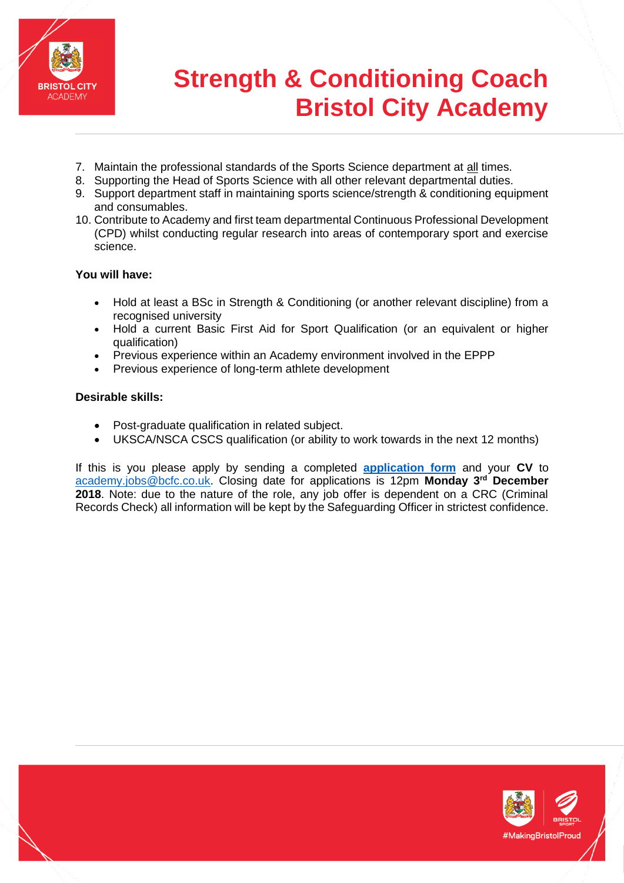7. Maintain the professional standards of the Sports Science department at all times.
8. Supporting the Head of Sports Science with all other relevant departmental duties.
9. Support department staff in maintaining sports science/strength & conditioning equipment and consumables.
10. Contribute to Academy and first team departmental Continuous Professional Development (CPD) whilst conducting regular research into areas of contemporary sport and exercise science.

**You will have:**

- Hold at least a BSc in Strength & Conditioning (or another relevant discipline) from a recognised university
- Hold a current Basic First Aid for Sport Qualification (or an equivalent or higher qualification)
- Previous experience within an Academy environment involved in the EPPP
- Previous experience of long-term athlete development

**Desirable skills:**

- Post-graduate qualification in related subject.
- UKSCA/NSCA CSCS qualification (or ability to work towards in the next 12 months)

If this is you please apply by sending a completed **application form** and your **CV** to academy.jobs@bcfc.co.uk. Closing date for applications is 12pm **Monday 3rd December 2018**. Note: due to the nature of the role, any job offer is dependent on a CRC (Criminal Records Check) all information will be kept by the Safeguarding Officer in strictest confidence.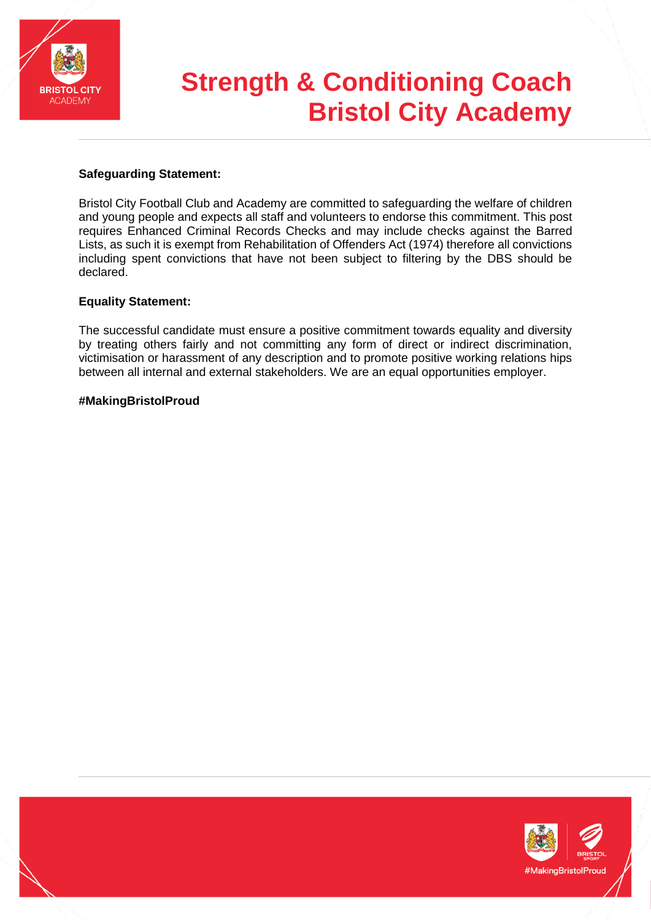**Safeguarding Statement:**

Bristol City Football Club and Academy are committed to safeguarding the welfare of children and young people and expects all staff and volunteers to endorse this commitment. This post requires Enhanced Criminal Records Checks and may include checks against the Barred Lists, as such it is exempt from Rehabilitation of Offenders Act (1974) therefore all convictions including spent convictions that have not been subject to filtering by the DBS should be declared.

**Equality Statement:**

The successful candidate must ensure a positive commitment towards equality and diversity by treating others fairly and not committing any form of direct or indirect discrimination, victimisation or harassment of any description and to promote positive working relations hips between all internal and external stakeholders. We are an equal opportunities employer.

**#MakingBristolProud**